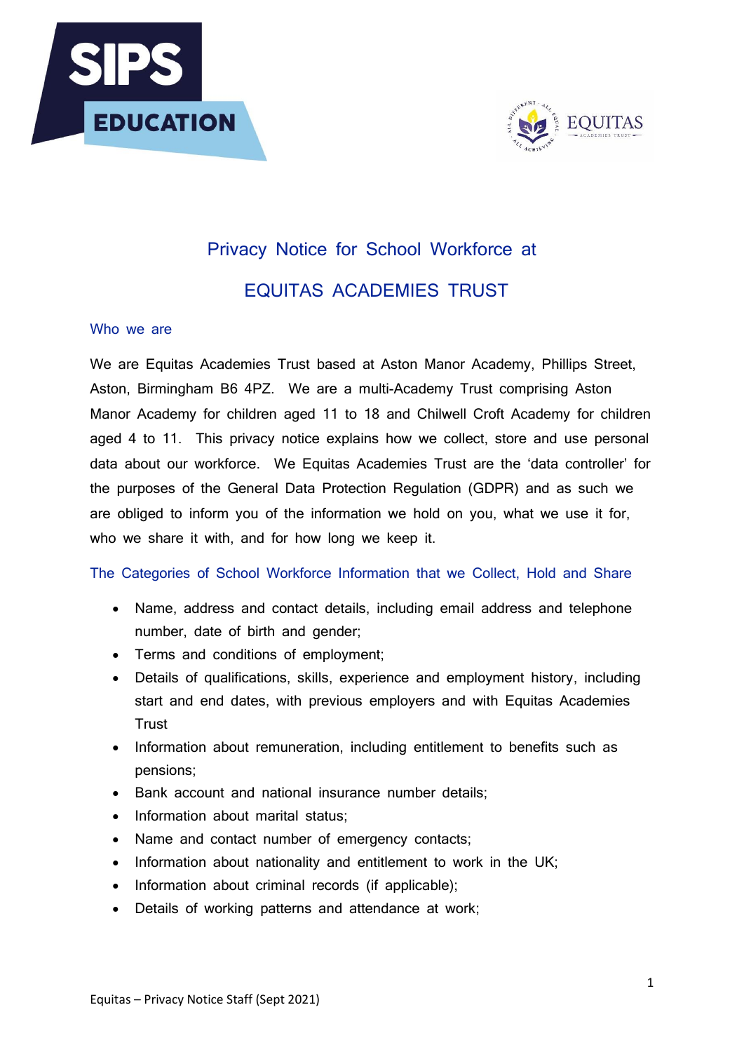# Privacy Notice for School Workforce at

# EQUITAS ACADEMIES TRUST

## Who we are

We are Equitas Academies Trust based at Aston Manor Academy, Phillips Street, Aston, Birmingham B6 4PZ. We are a multi-Academy Trust comprising Aston Manor Academy for children aged 11 to 18 and Chilwell Croft Academy for children aged 4 to 11. This privacy notice explains how we collect, store and use personal data about our workforce. We Equitas Academies Trust are the 'data controller' for the purposes of the General Data Protection Regulation (GDPR) and as such we are obliged to inform you of the information we hold on you, what we use it for, who we share it with, and for how long we keep it.

## The Categories of School Workforce Information that we Collect, Hold and Share

- Name, address and contact details, including email address and telephone number, date of birth and gender;
- Terms and conditions of employment;
- Details of qualifications, skills, experience and employment history, including start and end dates, with previous employers and with Equitas Academies Trust
- Information about remuneration, including entitlement to benefits such as pensions;
- Bank account and national insurance number details;
- Information about marital status;
- Name and contact number of emergency contacts;
- Information about nationality and entitlement to work in the UK;
- Information about criminal records (if applicable);
- Details of working patterns and attendance at work;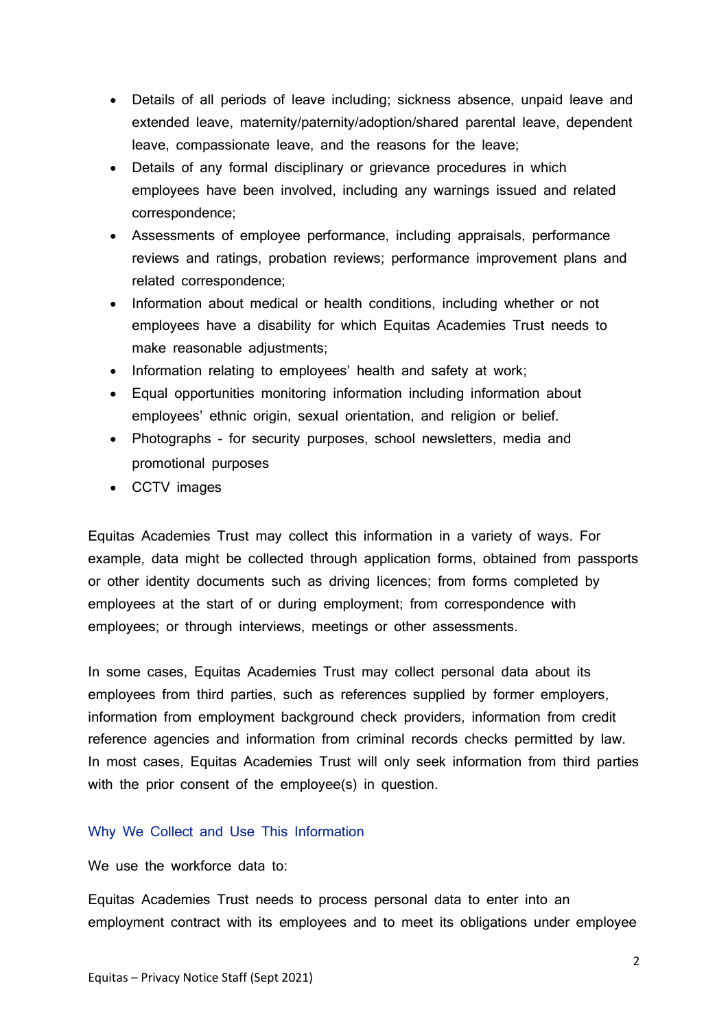- Details of all periods of leave including; sickness absence, unpaid leave and extended leave, maternity/paternity/adoption/shared parental leave, dependent leave, compassionate leave, and the reasons for the leave;
- Details of any formal disciplinary or grievance procedures in which employees have been involved, including any warnings issued and related correspondence;
- Assessments of employee performance, including appraisals, performance reviews and ratings, probation reviews; performance improvement plans and related correspondence;
- Information about medical or health conditions, including whether or not employees have a disability for which Equitas Academies Trust needs to make reasonable adjustments;
- Information relating to employees' health and safety at work;
- Equal opportunities monitoring information including information about employees' ethnic origin, sexual orientation, and religion or belief.
- Photographs - for security purposes, school newsletters, media and promotional purposes
- CCTV images

Equitas Academies Trust may collect this information in a variety of ways. For example, data might be collected through application forms, obtained from passports or other identity documents such as driving licences; from forms completed by employees at the start of or during employment; from correspondence with employees; or through interviews, meetings or other assessments.

In some cases, Equitas Academies Trust may collect personal data about its employees from third parties, such as references supplied by former employers, information from employment background check providers, information from credit reference agencies and information from criminal records checks permitted by law. In most cases, Equitas Academies Trust will only seek information from third parties with the prior consent of the employee(s) in question.

## Why We Collect and Use This Information

We use the workforce data to:

Equitas Academies Trust needs to process personal data to enter into an employment contract with its employees and to meet its obligations under employee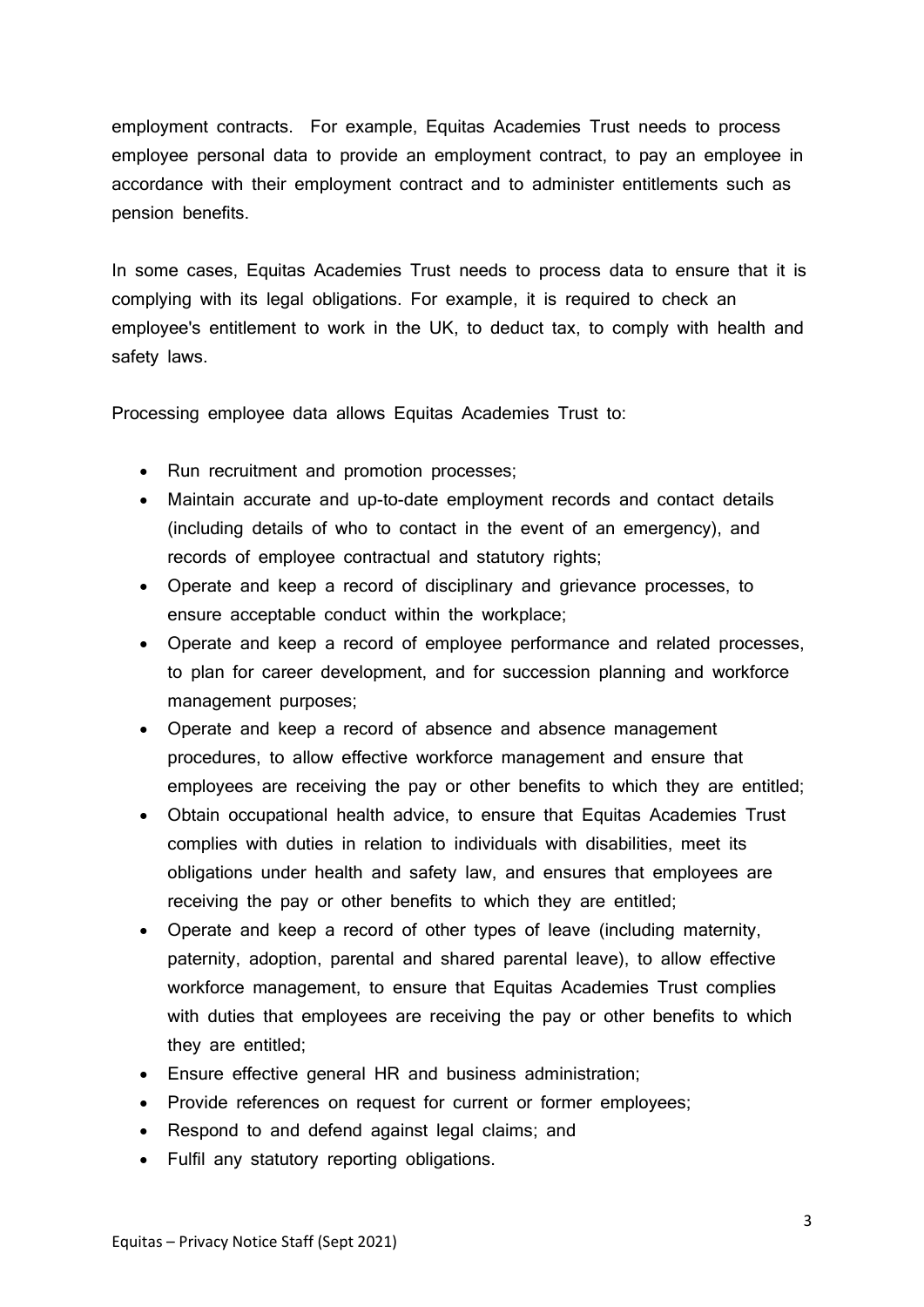employment contracts. For example, Equitas Academies Trust needs to process employee personal data to provide an employment contract, to pay an employee in accordance with their employment contract and to administer entitlements such as pension benefits.

In some cases, Equitas Academies Trust needs to process data to ensure that it is complying with its legal obligations. For example, it is required to check an employee's entitlement to work in the UK, to deduct tax, to comply with health and safety laws.

Processing employee data allows Equitas Academies Trust to:

- Run recruitment and promotion processes;
- Maintain accurate and up-to-date employment records and contact details (including details of who to contact in the event of an emergency), and records of employee contractual and statutory rights;
- Operate and keep a record of disciplinary and grievance processes, to ensure acceptable conduct within the workplace;
- Operate and keep a record of employee performance and related processes, to plan for career development, and for succession planning and workforce management purposes;
- Operate and keep a record of absence and absence management procedures, to allow effective workforce management and ensure that employees are receiving the pay or other benefits to which they are entitled;
- Obtain occupational health advice, to ensure that Equitas Academies Trust complies with duties in relation to individuals with disabilities, meet its obligations under health and safety law, and ensures that employees are receiving the pay or other benefits to which they are entitled;
- Operate and keep a record of other types of leave (including maternity, paternity, adoption, parental and shared parental leave), to allow effective workforce management, to ensure that Equitas Academies Trust complies with duties that employees are receiving the pay or other benefits to which they are entitled;
- Ensure effective general HR and business administration;
- Provide references on request for current or former employees;
- Respond to and defend against legal claims; and
- Fulfil any statutory reporting obligations.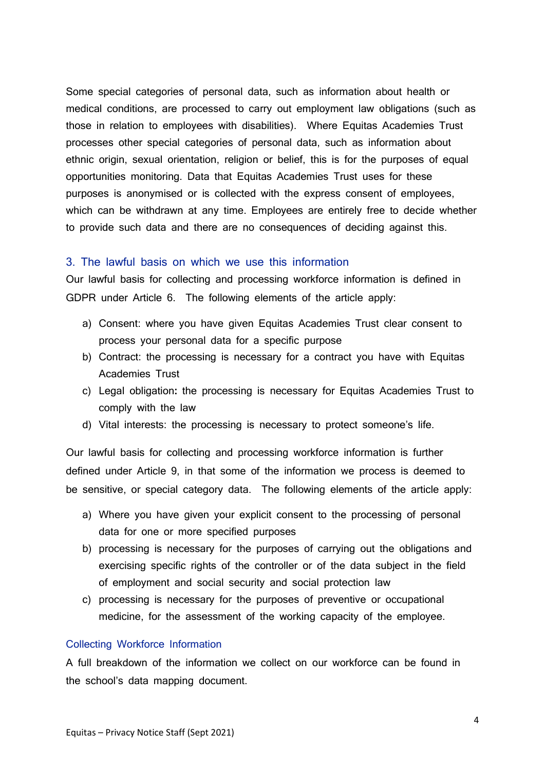Some special categories of personal data, such as information about health or medical conditions, are processed to carry out employment law obligations (such as those in relation to employees with disabilities). Where Equitas Academies Trust processes other special categories of personal data, such as information about ethnic origin, sexual orientation, religion or belief, this is for the purposes of equal opportunities monitoring. Data that Equitas Academies Trust uses for these purposes is anonymised or is collected with the express consent of employees, which can be withdrawn at any time. Employees are entirely free to decide whether to provide such data and there are no consequences of deciding against this.

## 3. The lawful basis on which we use this information

Our lawful basis for collecting and processing workforce information is defined in GDPR under Article 6. The following elements of the article apply:

a) Consent: where you have given Equitas Academies Trust clear consent to process your personal data for a specific purpose
b) Contract: the processing is necessary for a contract you have with Equitas Academies Trust
c) Legal obligation**:** the processing is necessary for Equitas Academies Trust to comply with the law
d) Vital interests: the processing is necessary to protect someone's life.

Our lawful basis for collecting and processing workforce information is further defined under Article 9, in that some of the information we process is deemed to be sensitive, or special category data. The following elements of the article apply:

a) Where you have given your explicit consent to the processing of personal data for one or more specified purposes
b) processing is necessary for the purposes of carrying out the obligations and exercising specific rights of the controller or of the data subject in the field of employment and social security and social protection law
c) processing is necessary for the purposes of preventive or occupational medicine, for the assessment of the working capacity of the employee.

### Collecting Workforce Information

A full breakdown of the information we collect on our workforce can be found in the school's data mapping document.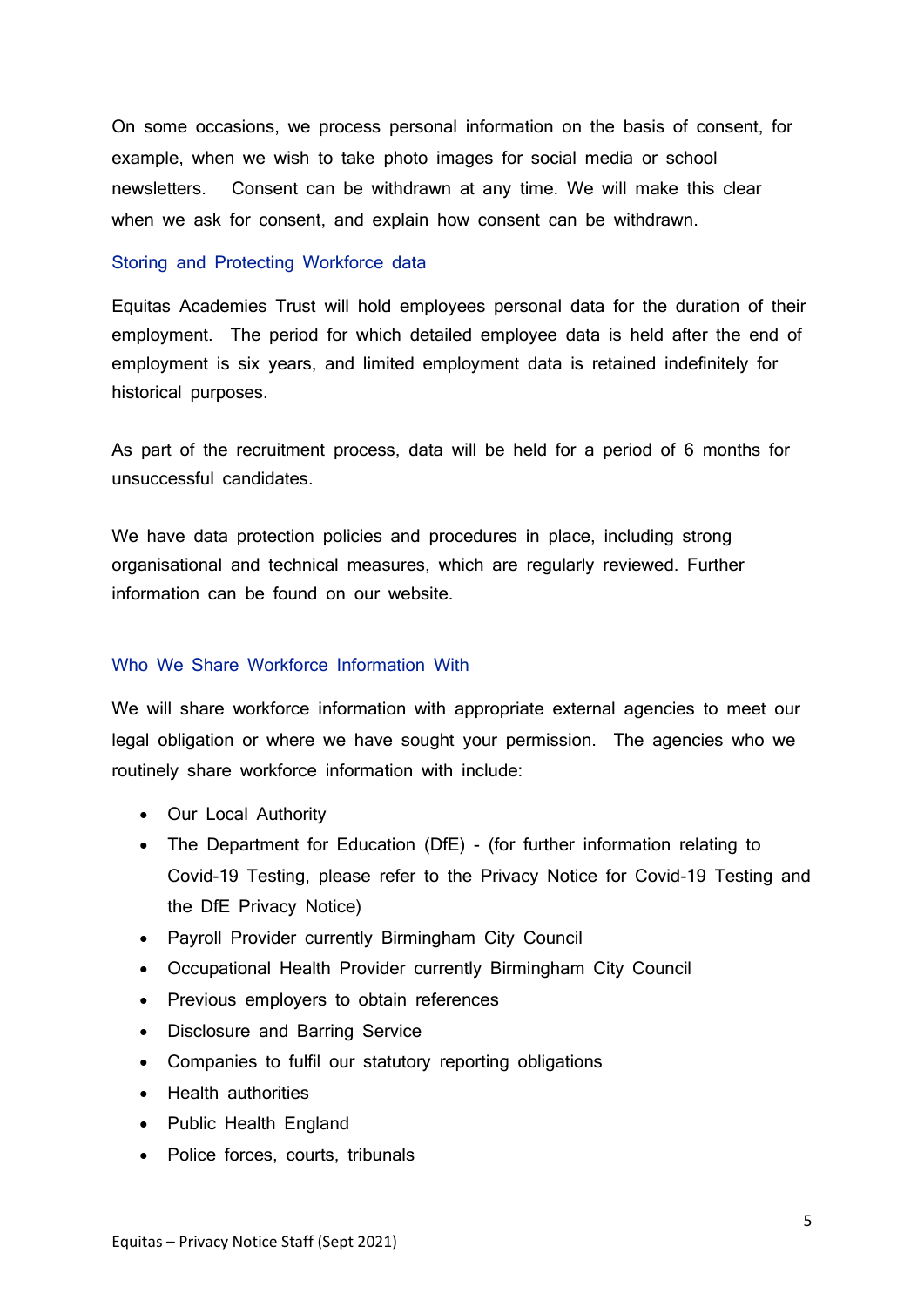On some occasions, we process personal information on the basis of consent, for example, when we wish to take photo images for social media or school newsletters. Consent can be withdrawn at any time. We will make this clear when we ask for consent, and explain how consent can be withdrawn.

## Storing and Protecting Workforce data

Equitas Academies Trust will hold employees personal data for the duration of their employment. The period for which detailed employee data is held after the end of employment is six years, and limited employment data is retained indefinitely for historical purposes.

As part of the recruitment process, data will be held for a period of 6 months for unsuccessful candidates.

We have data protection policies and procedures in place, including strong organisational and technical measures, which are regularly reviewed. Further information can be found on our website.

## Who We Share Workforce Information With

We will share workforce information with appropriate external agencies to meet our legal obligation or where we have sought your permission. The agencies who we routinely share workforce information with include:

- Our Local Authority
- The Department for Education (DfE) - (for further information relating to Covid-19 Testing, please refer to the Privacy Notice for Covid-19 Testing and the DfE Privacy Notice)
- Payroll Provider currently Birmingham City Council
- Occupational Health Provider currently Birmingham City Council
- Previous employers to obtain references
- Disclosure and Barring Service
- Companies to fulfil our statutory reporting obligations
- Health authorities
- Public Health England
- Police forces, courts, tribunals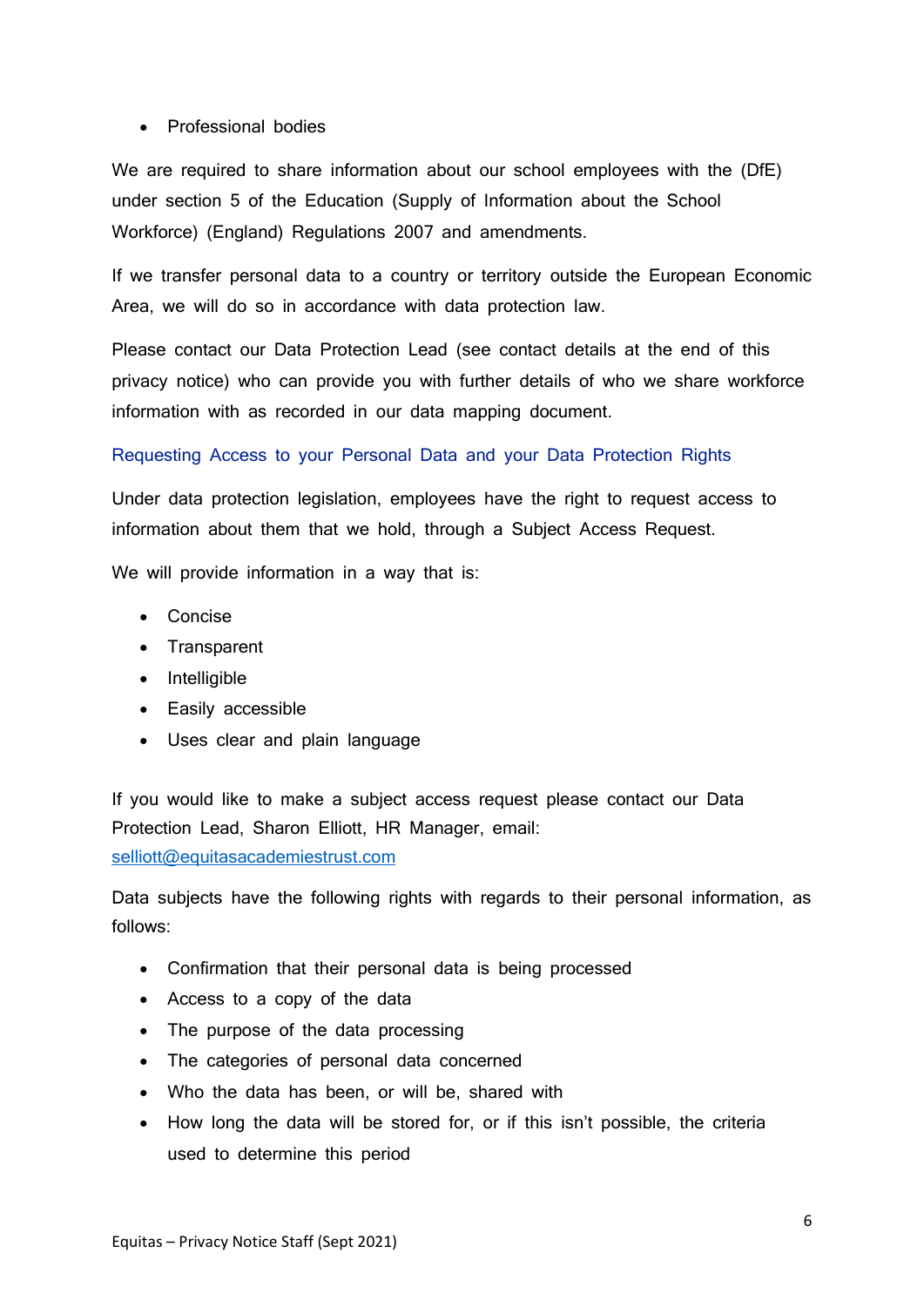- Professional bodies

We are required to share information about our school employees with the (DfE) under section 5 of the Education (Supply of Information about the School Workforce) (England) Regulations 2007 and amendments.

If we transfer personal data to a country or territory outside the European Economic Area, we will do so in accordance with data protection law.

Please contact our Data Protection Lead (see contact details at the end of this privacy notice) who can provide you with further details of who we share workforce information with as recorded in our data mapping document.

## Requesting Access to your Personal Data and your Data Protection Rights

Under data protection legislation, employees have the right to request access to information about them that we hold, through a Subject Access Request.

We will provide information in a way that is:

- Concise
- Transparent
- Intelligible
- Easily accessible
- Uses clear and plain language

If you would like to make a subject access request please contact our Data Protection Lead, Sharon Elliott, HR Manager, email: selliott@equitasacademiestrust.com

Data subjects have the following rights with regards to their personal information, as follows:

- Confirmation that their personal data is being processed
- Access to a copy of the data
- The purpose of the data processing
- The categories of personal data concerned
- Who the data has been, or will be, shared with
- How long the data will be stored for, or if this isn't possible, the criteria used to determine this period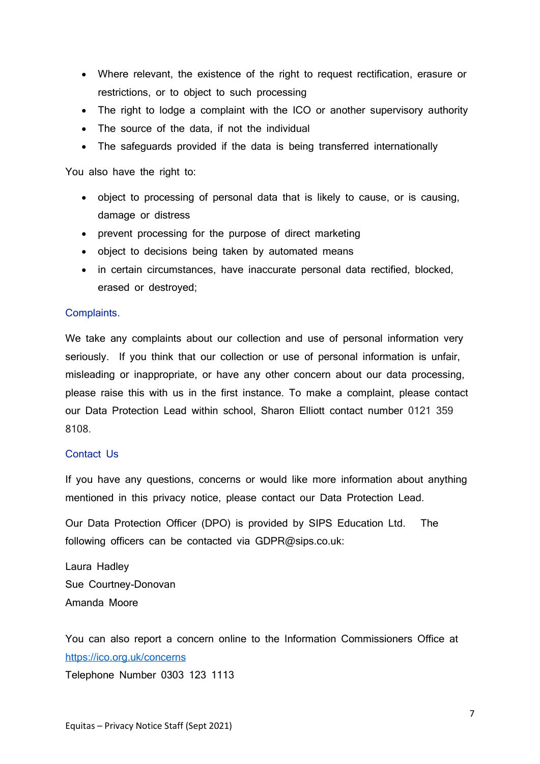- Where relevant, the existence of the right to request rectification, erasure or restrictions, or to object to such processing
- The right to lodge a complaint with the ICO or another supervisory authority
- The source of the data, if not the individual
- The safeguards provided if the data is being transferred internationally

You also have the right to:

- object to processing of personal data that is likely to cause, or is causing, damage or distress
- prevent processing for the purpose of direct marketing
- object to decisions being taken by automated means
- in certain circumstances, have inaccurate personal data rectified, blocked, erased or destroyed;

## Complaints.

We take any complaints about our collection and use of personal information very seriously. If you think that our collection or use of personal information is unfair, misleading or inappropriate, or have any other concern about our data processing, please raise this with us in the first instance. To make a complaint, please contact our Data Protection Lead within school, Sharon Elliott contact number 0121 359 8108.

## Contact Us

If you have any questions, concerns or would like more information about anything mentioned in this privacy notice, please contact our Data Protection Lead.

Our Data Protection Officer (DPO) is provided by SIPS Education Ltd. The following officers can be contacted via GDPR@sips.co.uk:

Laura Hadley
Sue Courtney-Donovan
Amanda Moore

You can also report a concern online to the Information Commissioners Office at https://ico.org.uk/concerns
Telephone Number 0303 123 1113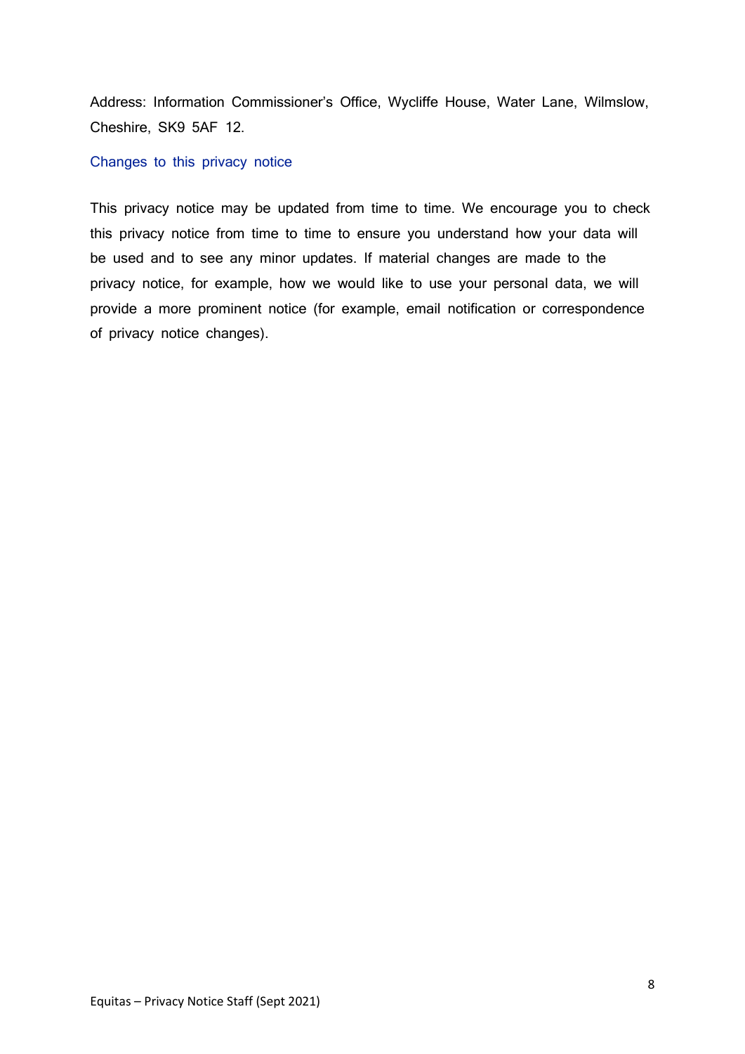Address: Information Commissioner's Office, Wycliffe House, Water Lane, Wilmslow, Cheshire, SK9 5AF 12.

## Changes to this privacy notice

This privacy notice may be updated from time to time. We encourage you to check this privacy notice from time to time to ensure you understand how your data will be used and to see any minor updates. If material changes are made to the privacy notice, for example, how we would like to use your personal data, we will provide a more prominent notice (for example, email notification or correspondence of privacy notice changes).